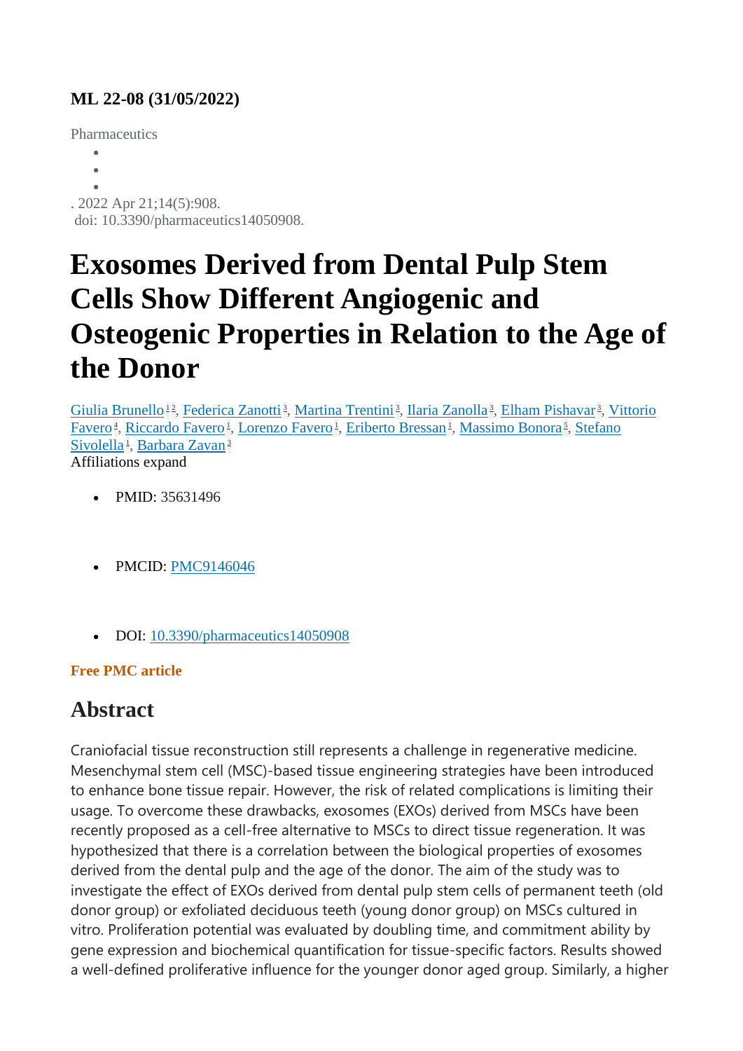**ML 22-08 (31/05/2022)**

Pharmaceutics

. 2022 Apr 21;14(5):908.
doi: 10.3390/pharmaceutics14050908.

# Exosomes Derived from Dental Pulp Stem Cells Show Different Angiogenic and Osteogenic Properties in Relation to the Age of the Donor

Giulia Brunello[1,2], Federica Zanotti[3], Martina Trentini[3], Ilaria Zanolla[3], Elham Pishavar[3], Vittorio Favero[4], Riccardo Favero[1], Lorenzo Favero[1], Eriberto Bressan[1], Massimo Bonora[5], Stefano Sivolella[1], Barbara Zavan[3]

Affiliations expand

- PMID: 35631496
- PMCID: PMC9146046
- DOI: 10.3390/pharmaceutics14050908

**Free PMC article**

## Abstract

Craniofacial tissue reconstruction still represents a challenge in regenerative medicine. Mesenchymal stem cell (MSC)-based tissue engineering strategies have been introduced to enhance bone tissue repair. However, the risk of related complications is limiting their usage. To overcome these drawbacks, exosomes (EXOs) derived from MSCs have been recently proposed as a cell-free alternative to MSCs to direct tissue regeneration. It was hypothesized that there is a correlation between the biological properties of exosomes derived from the dental pulp and the age of the donor. The aim of the study was to investigate the effect of EXOs derived from dental pulp stem cells of permanent teeth (old donor group) or exfoliated deciduous teeth (young donor group) on MSCs cultured in vitro. Proliferation potential was evaluated by doubling time, and commitment ability by gene expression and biochemical quantification for tissue-specific factors. Results showed a well-defined proliferative influence for the younger donor aged group. Similarly, a higher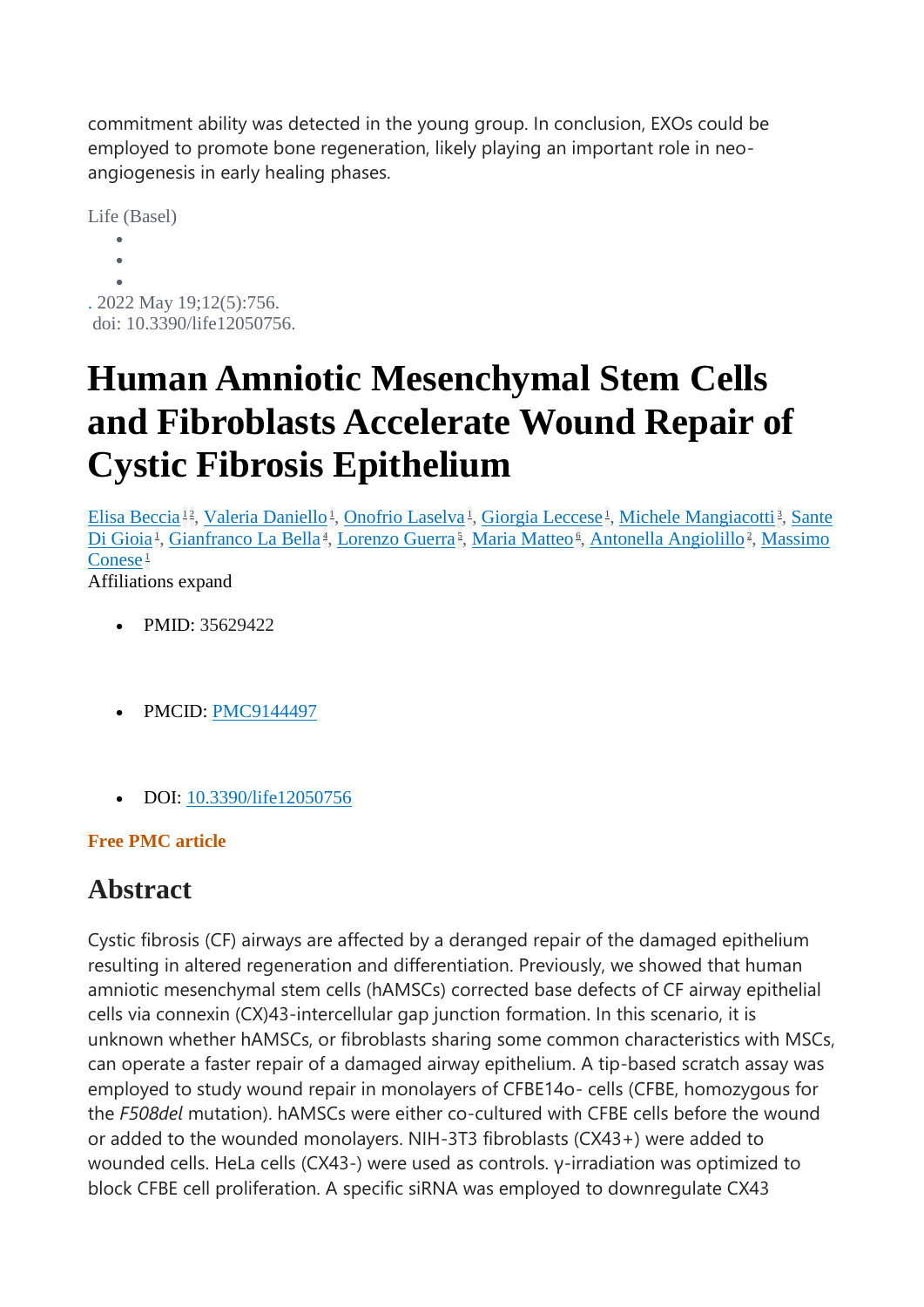commitment ability was detected in the young group. In conclusion, EXOs could be employed to promote bone regeneration, likely playing an important role in neo-angiogenesis in early healing phases.

Life (Basel)

. 2022 May 19;12(5):756.
doi: 10.3390/life12050756.

# Human Amniotic Mesenchymal Stem Cells and Fibroblasts Accelerate Wound Repair of Cystic Fibrosis Epithelium

Elisa Beccia[1,2], Valeria Daniello[1], Onofrio Laselva[1], Giorgia Leccese[1], Michele Mangiacotti[3], Sante Di Gioia[1], Gianfranco La Bella[4], Lorenzo Guerra[5], Maria Matteo[6], Antonella Angiolillo[2], Massimo Conese[1]

Affiliations expand

- PMID: 35629422
- PMCID: PMC9144497
- DOI: 10.3390/life12050756

**Free PMC article**

## Abstract

Cystic fibrosis (CF) airways are affected by a deranged repair of the damaged epithelium resulting in altered regeneration and differentiation. Previously, we showed that human amniotic mesenchymal stem cells (hAMSCs) corrected base defects of CF airway epithelial cells via connexin (CX)43-intercellular gap junction formation. In this scenario, it is unknown whether hAMSCs, or fibroblasts sharing some common characteristics with MSCs, can operate a faster repair of a damaged airway epithelium. A tip-based scratch assay was employed to study wound repair in monolayers of CFBE14o- cells (CFBE, homozygous for the *F508del* mutation). hAMSCs were either co-cultured with CFBE cells before the wound or added to the wounded monolayers. NIH-3T3 fibroblasts (CX43+) were added to wounded cells. HeLa cells (CX43-) were used as controls. γ-irradiation was optimized to block CFBE cell proliferation. A specific siRNA was employed to downregulate CX43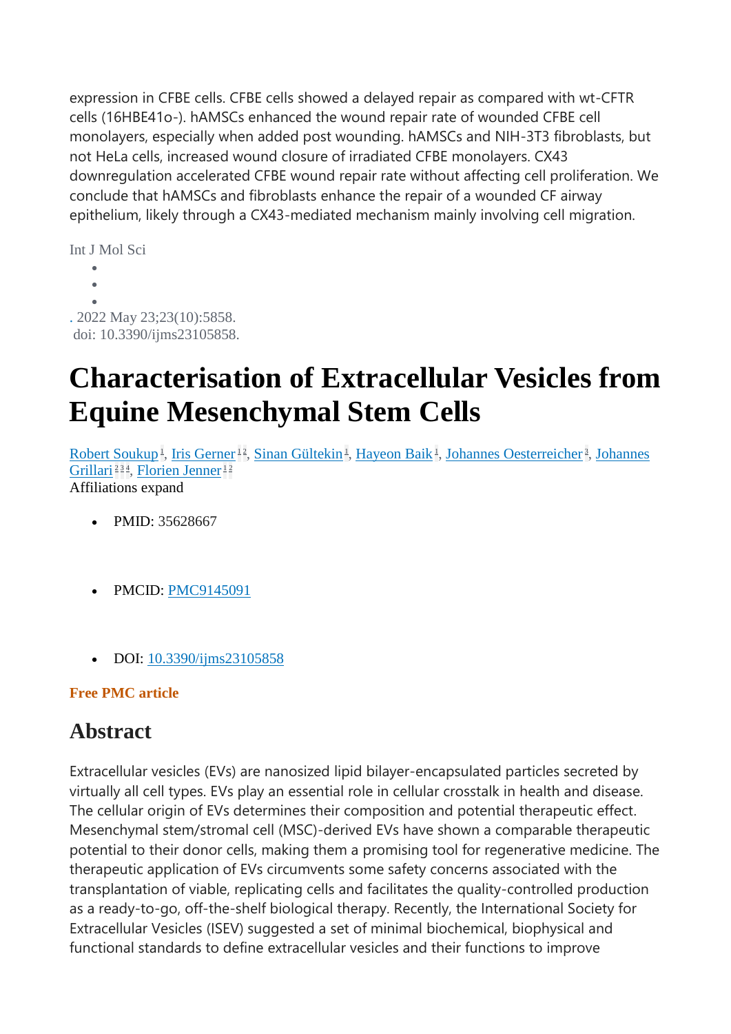expression in CFBE cells. CFBE cells showed a delayed repair as compared with wt-CFTR cells (16HBE41o-). hAMSCs enhanced the wound repair rate of wounded CFBE cell monolayers, especially when added post wounding. hAMSCs and NIH-3T3 fibroblasts, but not HeLa cells, increased wound closure of irradiated CFBE monolayers. CX43 downregulation accelerated CFBE wound repair rate without affecting cell proliferation. We conclude that hAMSCs and fibroblasts enhance the repair of a wounded CF airway epithelium, likely through a CX43-mediated mechanism mainly involving cell migration.

Int J Mol Sci

. 2022 May 23;23(10):5858.
doi: 10.3390/ijms23105858.

# Characterisation of Extracellular Vesicles from Equine Mesenchymal Stem Cells

Robert Soukup[1], Iris Gerner[1,2], Sinan Gültekin[1], Hayeon Baik[1], Johannes Oesterreicher[3], Johannes Grillari[2,3,4], Florien Jenner[1,2]

Affiliations expand

- PMID: 35628667
- PMCID: PMC9145091
- DOI: 10.3390/ijms23105858

**Free PMC article**

## Abstract

Extracellular vesicles (EVs) are nanosized lipid bilayer-encapsulated particles secreted by virtually all cell types. EVs play an essential role in cellular crosstalk in health and disease. The cellular origin of EVs determines their composition and potential therapeutic effect. Mesenchymal stem/stromal cell (MSC)-derived EVs have shown a comparable therapeutic potential to their donor cells, making them a promising tool for regenerative medicine. The therapeutic application of EVs circumvents some safety concerns associated with the transplantation of viable, replicating cells and facilitates the quality-controlled production as a ready-to-go, off-the-shelf biological therapy. Recently, the International Society for Extracellular Vesicles (ISEV) suggested a set of minimal biochemical, biophysical and functional standards to define extracellular vesicles and their functions to improve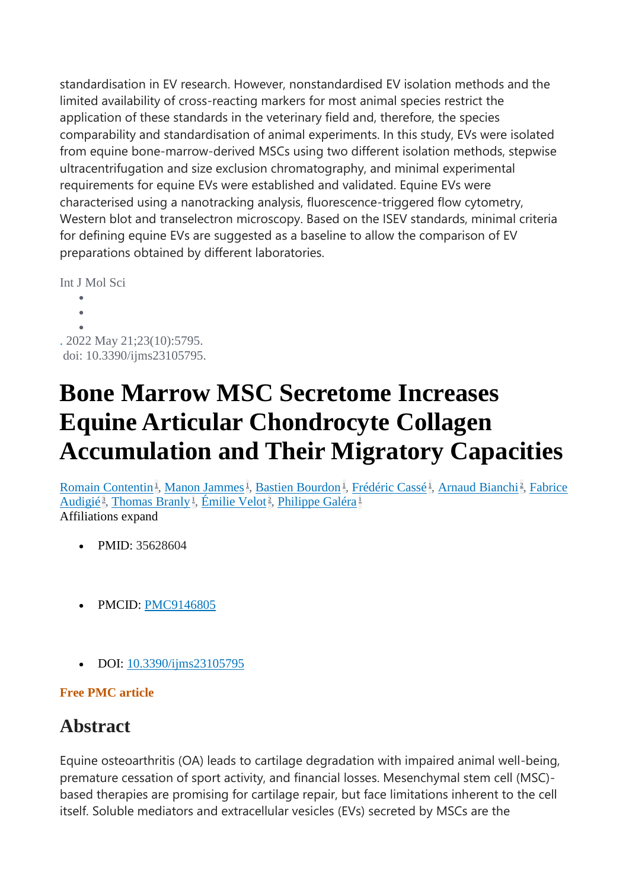standardisation in EV research. However, nonstandardised EV isolation methods and the limited availability of cross-reacting markers for most animal species restrict the application of these standards in the veterinary field and, therefore, the species comparability and standardisation of animal experiments. In this study, EVs were isolated from equine bone-marrow-derived MSCs using two different isolation methods, stepwise ultracentrifugation and size exclusion chromatography, and minimal experimental requirements for equine EVs were established and validated. Equine EVs were characterised using a nanotracking analysis, fluorescence-triggered flow cytometry, Western blot and transelectron microscopy. Based on the ISEV standards, minimal criteria for defining equine EVs are suggested as a baseline to allow the comparison of EV preparations obtained by different laboratories.

Int J Mol Sci

. 2022 May 21;23(10):5795.
doi: 10.3390/ijms23105795.

# Bone Marrow MSC Secretome Increases Equine Articular Chondrocyte Collagen Accumulation and Their Migratory Capacities

Romain Contentin[1], Manon Jammes[1], Bastien Bourdon[1], Frédéric Cassé[1], Arnaud Bianchi[2], Fabrice Audigié[3], Thomas Branly[1], Émilie Velot[2], Philippe Galéra[1]
Affiliations expand

- PMID: 35628604
- PMCID: PMC9146805
- DOI: 10.3390/ijms23105795

**Free PMC article**

## Abstract

Equine osteoarthritis (OA) leads to cartilage degradation with impaired animal well-being, premature cessation of sport activity, and financial losses. Mesenchymal stem cell (MSC)-based therapies are promising for cartilage repair, but face limitations inherent to the cell itself. Soluble mediators and extracellular vesicles (EVs) secreted by MSCs are the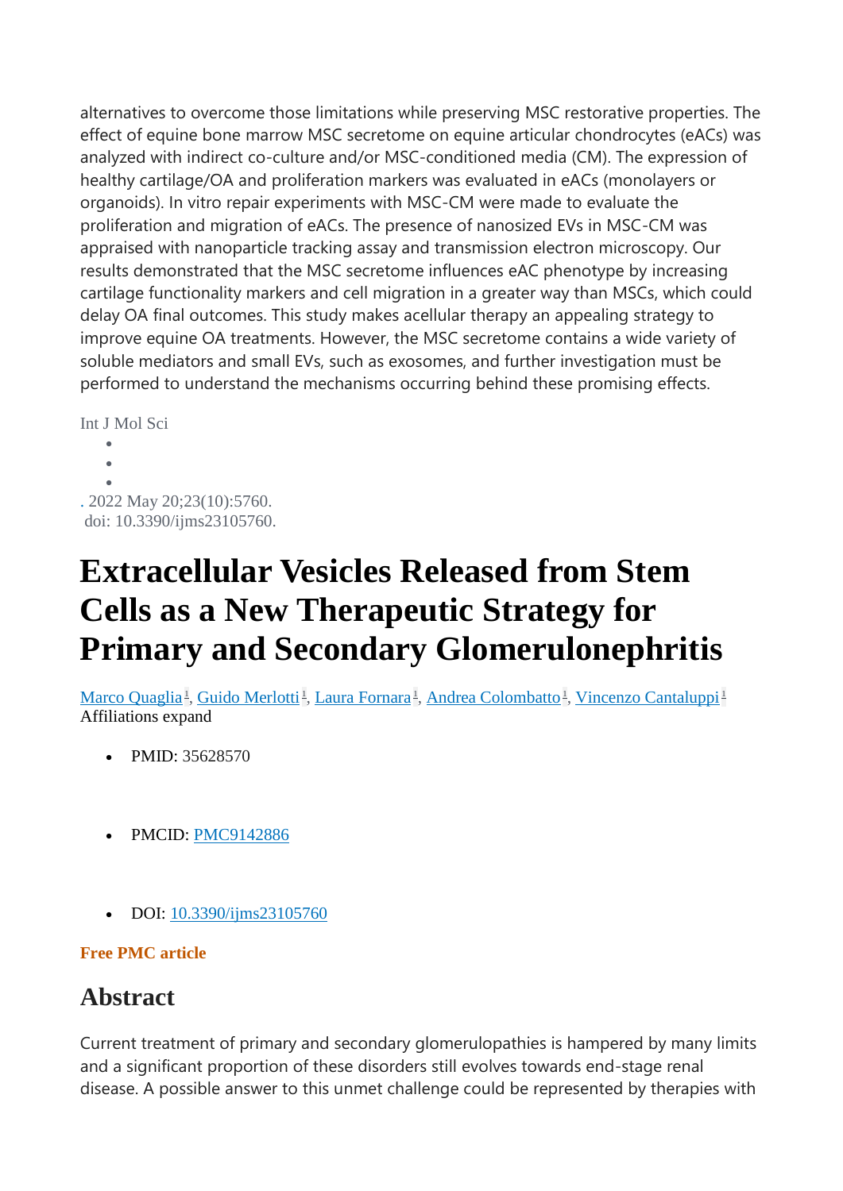alternatives to overcome those limitations while preserving MSC restorative properties. The effect of equine bone marrow MSC secretome on equine articular chondrocytes (eACs) was analyzed with indirect co-culture and/or MSC-conditioned media (CM). The expression of healthy cartilage/OA and proliferation markers was evaluated in eACs (monolayers or organoids). In vitro repair experiments with MSC-CM were made to evaluate the proliferation and migration of eACs. The presence of nanosized EVs in MSC-CM was appraised with nanoparticle tracking assay and transmission electron microscopy. Our results demonstrated that the MSC secretome influences eAC phenotype by increasing cartilage functionality markers and cell migration in a greater way than MSCs, which could delay OA final outcomes. This study makes acellular therapy an appealing strategy to improve equine OA treatments. However, the MSC secretome contains a wide variety of soluble mediators and small EVs, such as exosomes, and further investigation must be performed to understand the mechanisms occurring behind these promising effects.

Int J Mol Sci

. 2022 May 20;23(10):5760.
doi: 10.3390/ijms23105760.

# Extracellular Vesicles Released from Stem Cells as a New Therapeutic Strategy for Primary and Secondary Glomerulonephritis

Marco Quaglia[1], Guido Merlotti[1], Laura Fornara[1], Andrea Colombatto[1], Vincenzo Cantaluppi[1]
Affiliations expand

- PMID: 35628570
- PMCID: PMC9142886
- DOI: 10.3390/ijms23105760

**Free PMC article**

## Abstract

Current treatment of primary and secondary glomerulopathies is hampered by many limits and a significant proportion of these disorders still evolves towards end-stage renal disease. A possible answer to this unmet challenge could be represented by therapies with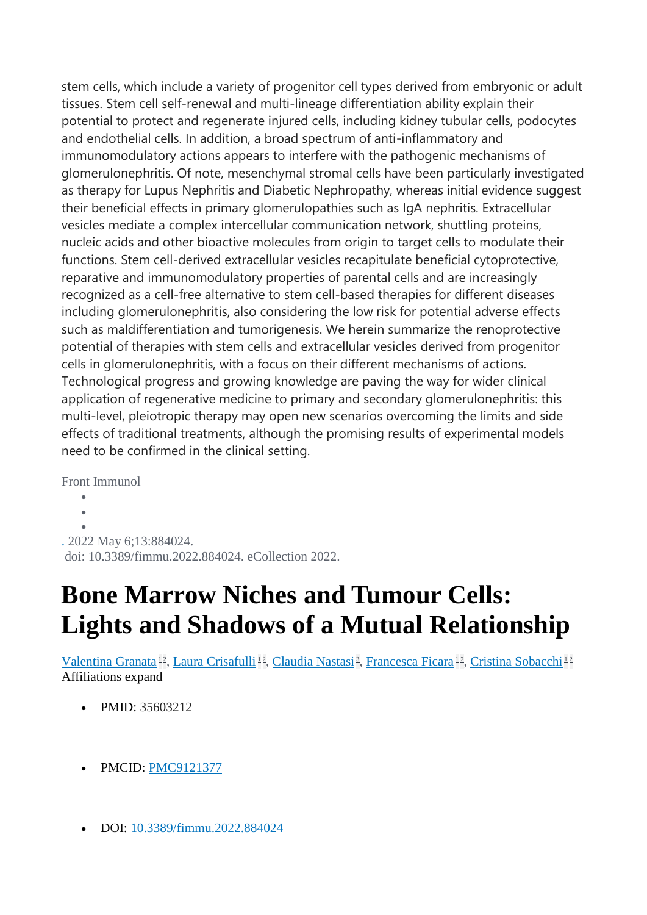stem cells, which include a variety of progenitor cell types derived from embryonic or adult tissues. Stem cell self-renewal and multi-lineage differentiation ability explain their potential to protect and regenerate injured cells, including kidney tubular cells, podocytes and endothelial cells. In addition, a broad spectrum of anti-inflammatory and immunomodulatory actions appears to interfere with the pathogenic mechanisms of glomerulonephritis. Of note, mesenchymal stromal cells have been particularly investigated as therapy for Lupus Nephritis and Diabetic Nephropathy, whereas initial evidence suggest their beneficial effects in primary glomerulopathies such as IgA nephritis. Extracellular vesicles mediate a complex intercellular communication network, shuttling proteins, nucleic acids and other bioactive molecules from origin to target cells to modulate their functions. Stem cell-derived extracellular vesicles recapitulate beneficial cytoprotective, reparative and immunomodulatory properties of parental cells and are increasingly recognized as a cell-free alternative to stem cell-based therapies for different diseases including glomerulonephritis, also considering the low risk for potential adverse effects such as maldifferentiation and tumorigenesis. We herein summarize the renoprotective potential of therapies with stem cells and extracellular vesicles derived from progenitor cells in glomerulonephritis, with a focus on their different mechanisms of actions. Technological progress and growing knowledge are paving the way for wider clinical application of regenerative medicine to primary and secondary glomerulonephritis: this multi-level, pleiotropic therapy may open new scenarios overcoming the limits and side effects of traditional treatments, although the promising results of experimental models need to be confirmed in the clinical setting.

Front Immunol

. 2022 May 6;13:884024.
doi: 10.3389/fimmu.2022.884024. eCollection 2022.

# Bone Marrow Niches and Tumour Cells: Lights and Shadows of a Mutual Relationship

Valentina Granata[1,2], Laura Crisafulli[1,2], Claudia Nastasi[3], Francesca Ficara[1,2], Cristina Sobacchi[1,2]
Affiliations expand

- PMID: 35603212
- PMCID: PMC9121377
- DOI: 10.3389/fimmu.2022.884024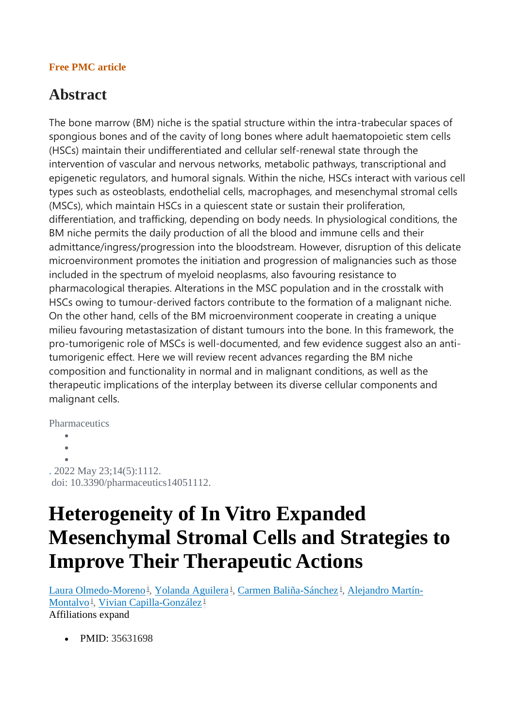**Free PMC article**

## Abstract

The bone marrow (BM) niche is the spatial structure within the intra-trabecular spaces of spongious bones and of the cavity of long bones where adult haematopoietic stem cells (HSCs) maintain their undifferentiated and cellular self-renewal state through the intervention of vascular and nervous networks, metabolic pathways, transcriptional and epigenetic regulators, and humoral signals. Within the niche, HSCs interact with various cell types such as osteoblasts, endothelial cells, macrophages, and mesenchymal stromal cells (MSCs), which maintain HSCs in a quiescent state or sustain their proliferation, differentiation, and trafficking, depending on body needs. In physiological conditions, the BM niche permits the daily production of all the blood and immune cells and their admittance/ingress/progression into the bloodstream. However, disruption of this delicate microenvironment promotes the initiation and progression of malignancies such as those included in the spectrum of myeloid neoplasms, also favouring resistance to pharmacological therapies. Alterations in the MSC population and in the crosstalk with HSCs owing to tumour-derived factors contribute to the formation of a malignant niche. On the other hand, cells of the BM microenvironment cooperate in creating a unique milieu favouring metastasization of distant tumours into the bone. In this framework, the pro-tumorigenic role of MSCs is well-documented, and few evidence suggest also an anti-tumorigenic effect. Here we will review recent advances regarding the BM niche composition and functionality in normal and in malignant conditions, as well as the therapeutic implications of the interplay between its diverse cellular components and malignant cells.

Pharmaceutics

. 2022 May 23;14(5):1112.
doi: 10.3390/pharmaceutics14051112.

# Heterogeneity of In Vitro Expanded Mesenchymal Stromal Cells and Strategies to Improve Their Therapeutic Actions

Laura Olmedo-Moreno[1], Yolanda Aguilera[1], Carmen Baliña-Sánchez[1], Alejandro Martín-Montalvo[1], Vivian Capilla-González[1]

Affiliations expand

- PMID: 35631698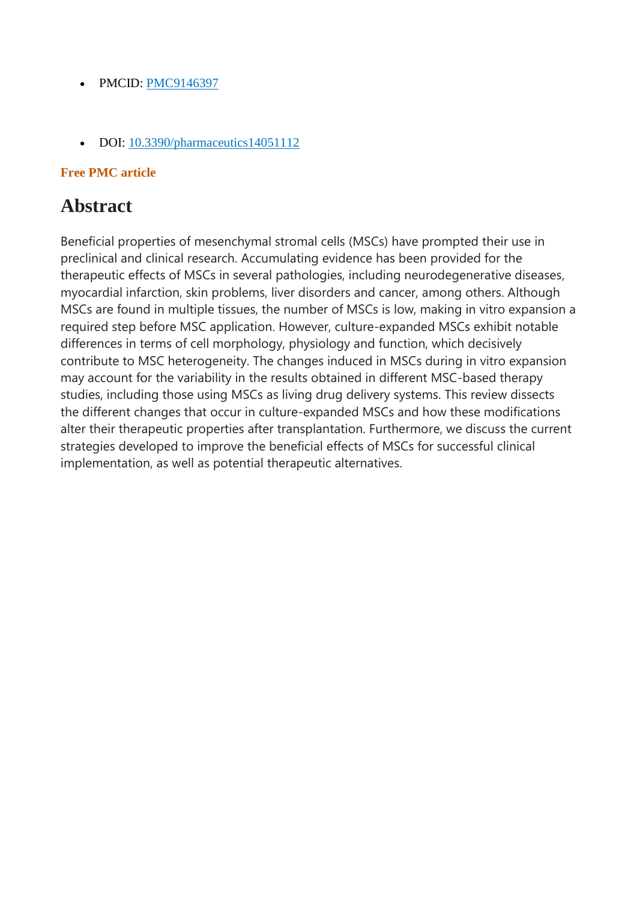- PMCID: PMC9146397

- DOI: 10.3390/pharmaceutics14051112

**Free PMC article**

## Abstract

Beneficial properties of mesenchymal stromal cells (MSCs) have prompted their use in preclinical and clinical research. Accumulating evidence has been provided for the therapeutic effects of MSCs in several pathologies, including neurodegenerative diseases, myocardial infarction, skin problems, liver disorders and cancer, among others. Although MSCs are found in multiple tissues, the number of MSCs is low, making in vitro expansion a required step before MSC application. However, culture-expanded MSCs exhibit notable differences in terms of cell morphology, physiology and function, which decisively contribute to MSC heterogeneity. The changes induced in MSCs during in vitro expansion may account for the variability in the results obtained in different MSC-based therapy studies, including those using MSCs as living drug delivery systems. This review dissects the different changes that occur in culture-expanded MSCs and how these modifications alter their therapeutic properties after transplantation. Furthermore, we discuss the current strategies developed to improve the beneficial effects of MSCs for successful clinical implementation, as well as potential therapeutic alternatives.